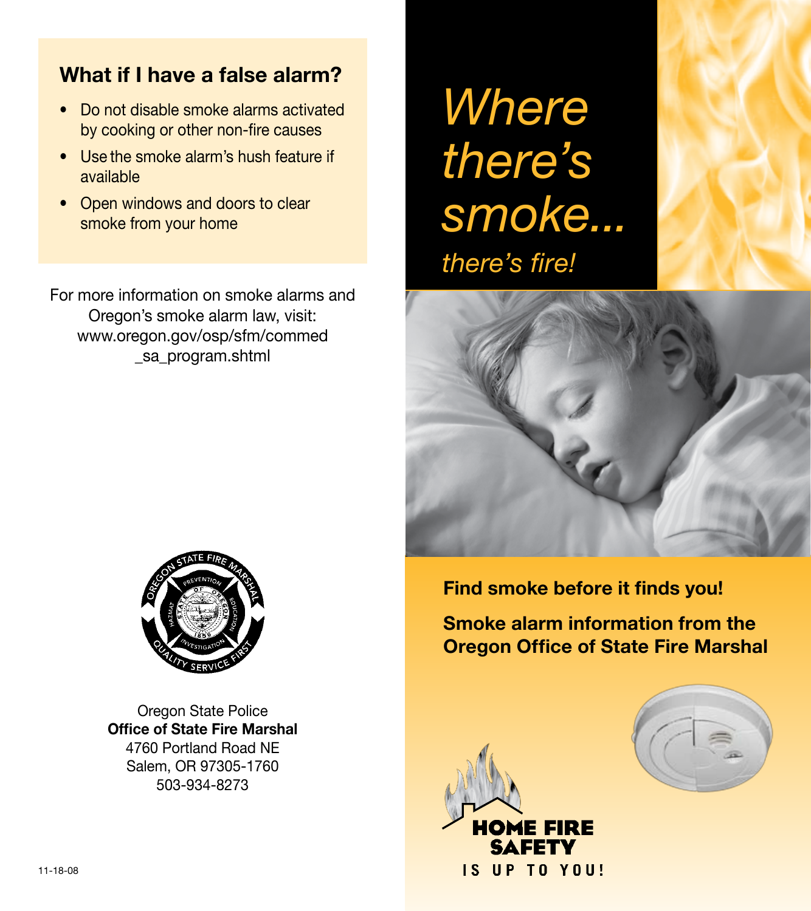## What if I have a false alarm?

- Do not disable smoke alarms activated by cooking or other non-fire causes
- Use the smoke alarm's hush feature if available
- Open windows and doors to clear smoke from your home

For more information on smoke alarms and Oregon's smoke alarm law, visit: www.oregon.gov/osp/sfm/commed_sa_program.shtml

Oregon State Police
**Office of State Fire Marshal**
4760 Portland Road NE
Salem, OR 97305-1760
503-934-8273

11-18-08

# *Where there's smoke...*

*there's fire!*

**Find smoke before it finds you!**

**Smoke alarm information from the Oregon Office of State Fire Marshal**

HOME FIRE SAFETY IS UP TO YOU!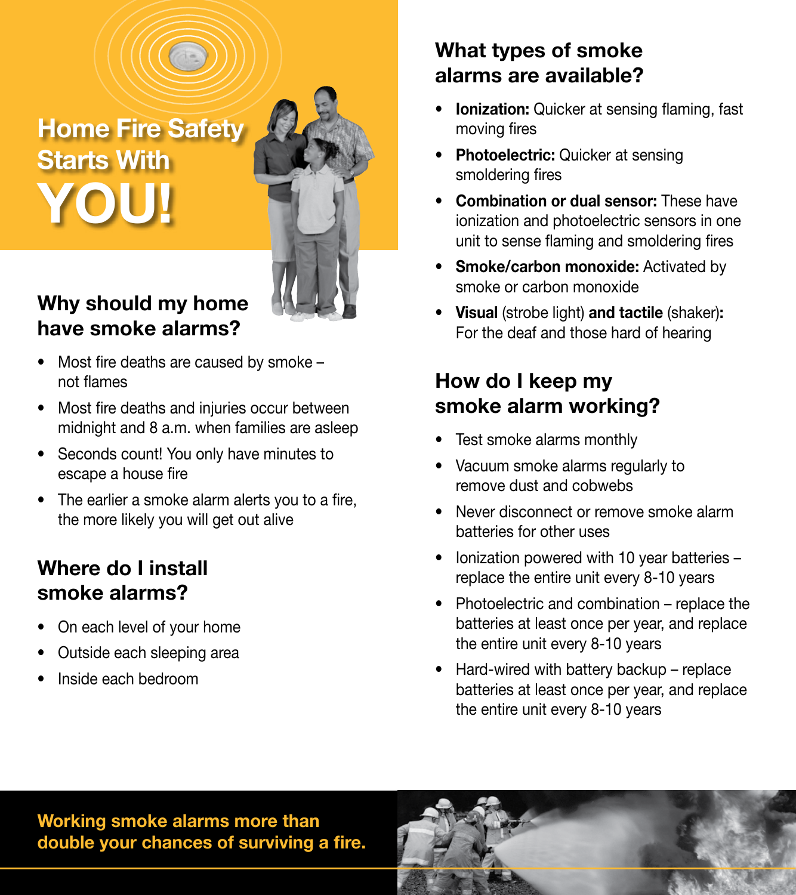# Home Fire Safety Starts With YOU!

## Why should my home have smoke alarms?

- Most fire deaths are caused by smoke – not flames
- Most fire deaths and injuries occur between midnight and 8 a.m. when families are asleep
- Seconds count! You only have minutes to escape a house fire
- The earlier a smoke alarm alerts you to a fire, the more likely you will get out alive

## Where do I install smoke alarms?

- On each level of your home
- Outside each sleeping area
- Inside each bedroom

## What types of smoke alarms are available?

- **Ionization:** Quicker at sensing flaming, fast moving fires
- **Photoelectric:** Quicker at sensing smoldering fires
- **Combination or dual sensor:** These have ionization and photoelectric sensors in one unit to sense flaming and smoldering fires
- **Smoke/carbon monoxide:** Activated by smoke or carbon monoxide
- **Visual** (strobe light) **and tactile** (shaker)**:** For the deaf and those hard of hearing

## How do I keep my smoke alarm working?

- Test smoke alarms monthly
- Vacuum smoke alarms regularly to remove dust and cobwebs
- Never disconnect or remove smoke alarm batteries for other uses
- Ionization powered with 10 year batteries – replace the entire unit every 8-10 years
- Photoelectric and combination – replace the batteries at least once per year, and replace the entire unit every 8-10 years
- Hard-wired with battery backup – replace batteries at least once per year, and replace the entire unit every 8-10 years

**Working smoke alarms more than double your chances of surviving a fire.**